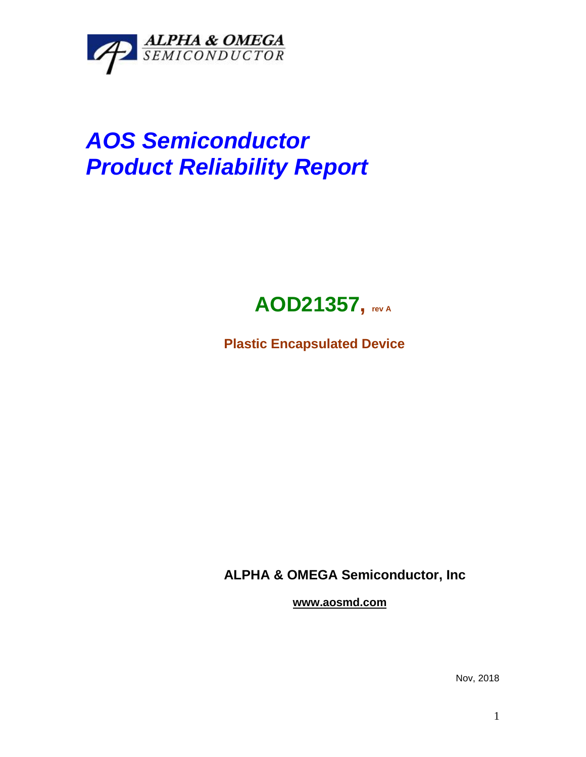ALPHA & OMEGA
SEMICONDUCTOR

# *AOS Semiconductor*
# *Product Reliability Report*

## AOD21357, rev A

**Plastic Encapsulated Device**

**ALPHA & OMEGA Semiconductor, Inc**

**www.aosmd.com**

Nov, 2018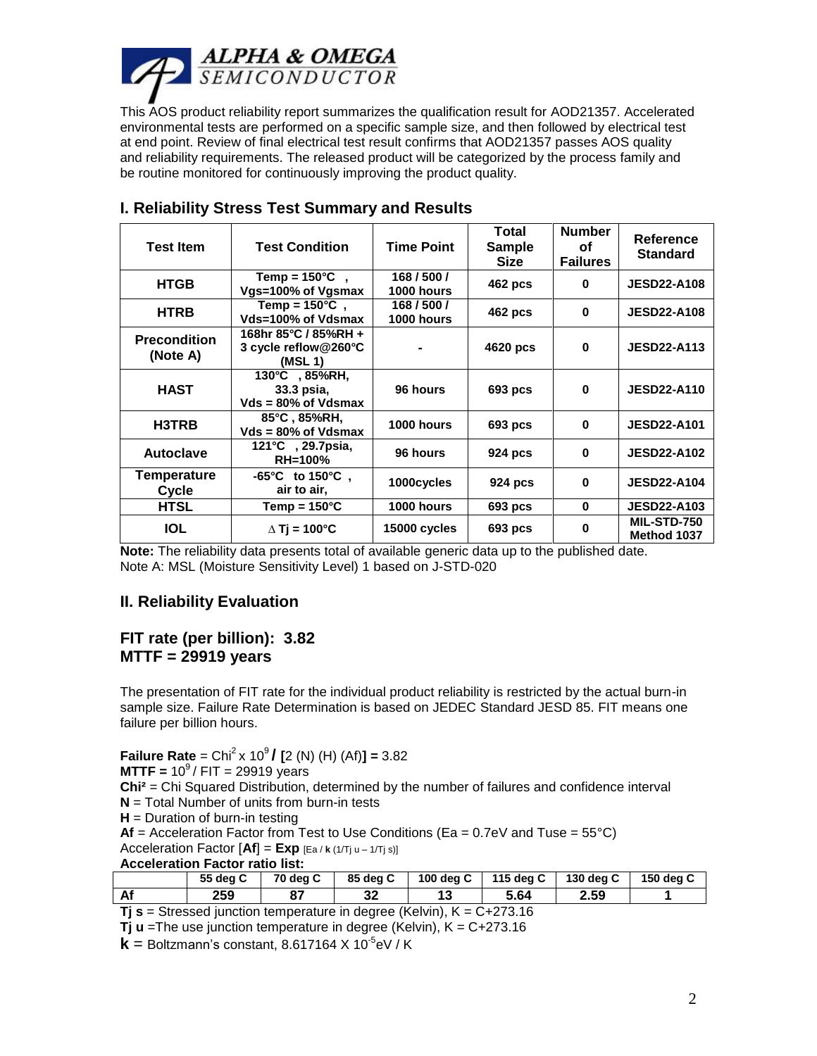**ALPHA & OMEGA SEMICONDUCTOR**

This AOS product reliability report summarizes the qualification result for AOD21357. Accelerated environmental tests are performed on a specific sample size, and then followed by electrical test at end point. Review of final electrical test result confirms that AOD21357 passes AOS quality and reliability requirements. The released product will be categorized by the process family and be routine monitored for continuously improving the product quality.

## I. Reliability Stress Test Summary and Results

| Test Item | Test Condition | Time Point | Total Sample Size | Number of Failures | Reference Standard |
|---|---|---|---|---|---|
| HTGB | Temp = 150°C , Vgs=100% of Vgsmax | 168 / 500 / 1000 hours | 462 pcs | 0 | JESD22-A108 |
| HTRB | Temp = 150°C , Vds=100% of Vdsmax | 168 / 500 / 1000 hours | 462 pcs | 0 | JESD22-A108 |
| Precondition (Note A) | 168hr 85°C / 85%RH + 3 cycle reflow@260°C (MSL 1) | - | 4620 pcs | 0 | JESD22-A113 |
| HAST | 130°C , 85%RH, 33.3 psia, Vds = 80% of Vdsmax | 96 hours | 693 pcs | 0 | JESD22-A110 |
| H3TRB | 85°C , 85%RH, Vds = 80% of Vdsmax | 1000 hours | 693 pcs | 0 | JESD22-A101 |
| Autoclave | 121°C , 29.7psia, RH=100% | 96 hours | 924 pcs | 0 | JESD22-A102 |
| Temperature Cycle | -65°C to 150°C , air to air, | 1000cycles | 924 pcs | 0 | JESD22-A104 |
| HTSL | Temp = 150°C | 1000 hours | 693 pcs | 0 | JESD22-A103 |
| IOL | $\Delta$ Tj = 100°C | 15000 cycles | 693 pcs | 0 | MIL-STD-750 Method 1037 |

**Note:** The reliability data presents total of available generic data up to the published date.
Note A: MSL (Moisture Sensitivity Level) 1 based on J-STD-020

## II. Reliability Evaluation

### FIT rate (per billion): 3.82
### MTTF = 29919 years

The presentation of FIT rate for the individual product reliability is restricted by the actual burn-in sample size. Failure Rate Determination is based on JEDEC Standard JESD 85. FIT means one failure per billion hours.

**Failure Rate** = $\text{Chi}^2 \times 10^9$ **/ [**2 (N) (H) (Af)**] =** 3.82

**MTTF =** $10^9$ / FIT = 29919 years

**Chi²** = Chi Squared Distribution, determined by the number of failures and confidence interval

**N** = Total Number of units from burn-in tests

**H** = Duration of burn-in testing

**Af** = Acceleration Factor from Test to Use Conditions (Ea = 0.7eV and Tuse = 55°C)

Acceleration Factor [**Af**] = **Exp** $[Ea / k (1/Tj\ u - 1/Tj\ s)]$

**Acceleration Factor ratio list:**

| | 55 deg C | 70 deg C | 85 deg C | 100 deg C | 115 deg C | 130 deg C | 150 deg C |
|---|---|---|---|---|---|---|---|
| Af | 259 | 87 | 32 | 13 | 5.64 | 2.59 | 1 |

**Tj s** = Stressed junction temperature in degree (Kelvin), K = C+273.16

**Tj u** =The use junction temperature in degree (Kelvin), K = C+273.16

**k** = Boltzmann's constant, $8.617164 \times 10^{-5}$eV / K